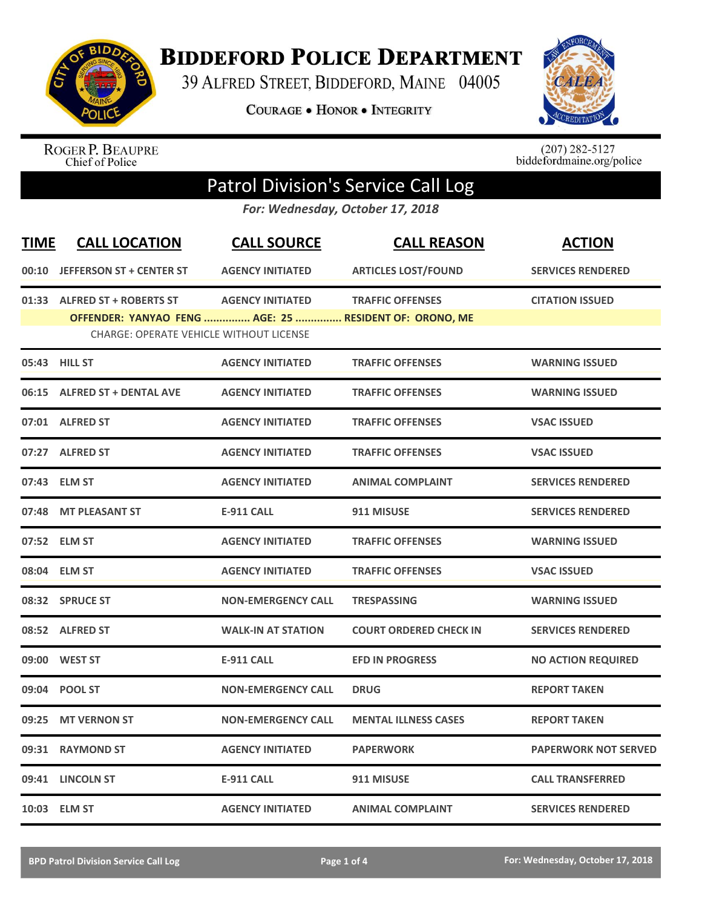# Biddeford Police Department

39 Alfred Street, Biddeford, Maine 04005

Courage • Honor • Integrity

Roger P. Beaupre
Chief of Police

(207) 282-5127
biddefordmaine.org/police

## Patrol Division's Service Call Log

*For: Wednesday, October 17, 2018*

| TIME | CALL LOCATION | CALL SOURCE | CALL REASON | ACTION |
|---|---|---|---|---|
| 00:10 | JEFFERSON ST + CENTER ST | AGENCY INITIATED | ARTICLES LOST/FOUND | SERVICES RENDERED |
| 01:33 | ALFRED ST + ROBERTS ST | AGENCY INITIATED | TRAFFIC OFFENSES | CITATION ISSUED |
| | OFFENDER: YANYAO FENG ............... AGE: 25 ............... RESIDENT OF: ORONO, ME | | | |
| | CHARGE: OPERATE VEHICLE WITHOUT LICENSE | | | |
| 05:43 | HILL ST | AGENCY INITIATED | TRAFFIC OFFENSES | WARNING ISSUED |
| 06:15 | ALFRED ST + DENTAL AVE | AGENCY INITIATED | TRAFFIC OFFENSES | WARNING ISSUED |
| 07:01 | ALFRED ST | AGENCY INITIATED | TRAFFIC OFFENSES | VSAC ISSUED |
| 07:27 | ALFRED ST | AGENCY INITIATED | TRAFFIC OFFENSES | VSAC ISSUED |
| 07:43 | ELM ST | AGENCY INITIATED | ANIMAL COMPLAINT | SERVICES RENDERED |
| 07:48 | MT PLEASANT ST | E-911 CALL | 911 MISUSE | SERVICES RENDERED |
| 07:52 | ELM ST | AGENCY INITIATED | TRAFFIC OFFENSES | WARNING ISSUED |
| 08:04 | ELM ST | AGENCY INITIATED | TRAFFIC OFFENSES | VSAC ISSUED |
| 08:32 | SPRUCE ST | NON-EMERGENCY CALL | TRESPASSING | WARNING ISSUED |
| 08:52 | ALFRED ST | WALK-IN AT STATION | COURT ORDERED CHECK IN | SERVICES RENDERED |
| 09:00 | WEST ST | E-911 CALL | EFD IN PROGRESS | NO ACTION REQUIRED |
| 09:04 | POOL ST | NON-EMERGENCY CALL | DRUG | REPORT TAKEN |
| 09:25 | MT VERNON ST | NON-EMERGENCY CALL | MENTAL ILLNESS CASES | REPORT TAKEN |
| 09:31 | RAYMOND ST | AGENCY INITIATED | PAPERWORK | PAPERWORK NOT SERVED |
| 09:41 | LINCOLN ST | E-911 CALL | 911 MISUSE | CALL TRANSFERRED |
| 10:03 | ELM ST | AGENCY INITIATED | ANIMAL COMPLAINT | SERVICES RENDERED |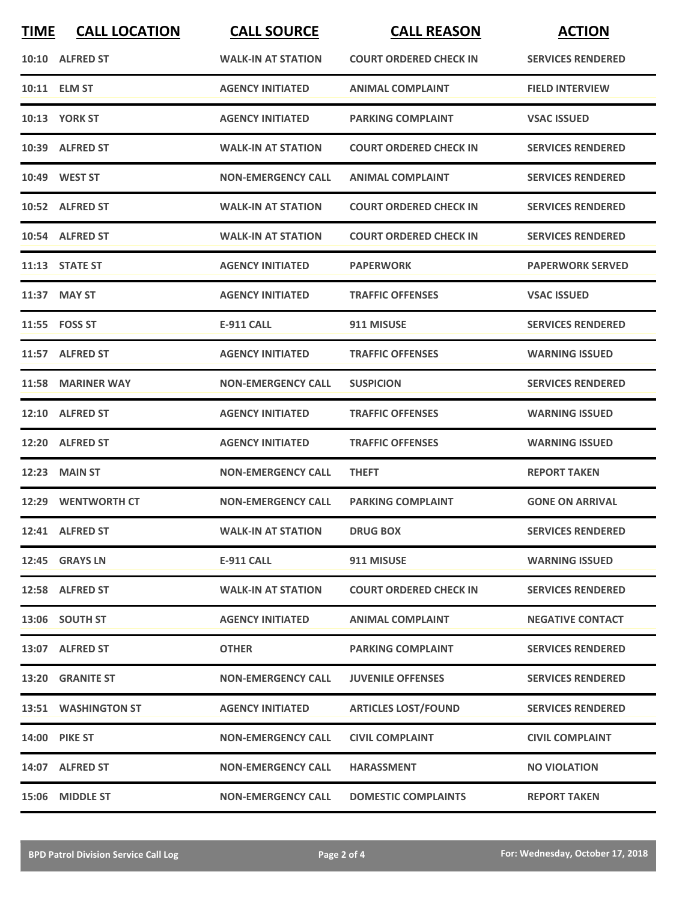| TIME | CALL LOCATION | CALL SOURCE | CALL REASON | ACTION |
|---|---|---|---|---|
| 10:10 | ALFRED ST | WALK-IN AT STATION | COURT ORDERED CHECK IN | SERVICES RENDERED |
| 10:11 | ELM ST | AGENCY INITIATED | ANIMAL COMPLAINT | FIELD INTERVIEW |
| 10:13 | YORK ST | AGENCY INITIATED | PARKING COMPLAINT | VSAC ISSUED |
| 10:39 | ALFRED ST | WALK-IN AT STATION | COURT ORDERED CHECK IN | SERVICES RENDERED |
| 10:49 | WEST ST | NON-EMERGENCY CALL | ANIMAL COMPLAINT | SERVICES RENDERED |
| 10:52 | ALFRED ST | WALK-IN AT STATION | COURT ORDERED CHECK IN | SERVICES RENDERED |
| 10:54 | ALFRED ST | WALK-IN AT STATION | COURT ORDERED CHECK IN | SERVICES RENDERED |
| 11:13 | STATE ST | AGENCY INITIATED | PAPERWORK | PAPERWORK SERVED |
| 11:37 | MAY ST | AGENCY INITIATED | TRAFFIC OFFENSES | VSAC ISSUED |
| 11:55 | FOSS ST | E-911 CALL | 911 MISUSE | SERVICES RENDERED |
| 11:57 | ALFRED ST | AGENCY INITIATED | TRAFFIC OFFENSES | WARNING ISSUED |
| 11:58 | MARINER WAY | NON-EMERGENCY CALL | SUSPICION | SERVICES RENDERED |
| 12:10 | ALFRED ST | AGENCY INITIATED | TRAFFIC OFFENSES | WARNING ISSUED |
| 12:20 | ALFRED ST | AGENCY INITIATED | TRAFFIC OFFENSES | WARNING ISSUED |
| 12:23 | MAIN ST | NON-EMERGENCY CALL | THEFT | REPORT TAKEN |
| 12:29 | WENTWORTH CT | NON-EMERGENCY CALL | PARKING COMPLAINT | GONE ON ARRIVAL |
| 12:41 | ALFRED ST | WALK-IN AT STATION | DRUG BOX | SERVICES RENDERED |
| 12:45 | GRAYS LN | E-911 CALL | 911 MISUSE | WARNING ISSUED |
| 12:58 | ALFRED ST | WALK-IN AT STATION | COURT ORDERED CHECK IN | SERVICES RENDERED |
| 13:06 | SOUTH ST | AGENCY INITIATED | ANIMAL COMPLAINT | NEGATIVE CONTACT |
| 13:07 | ALFRED ST | OTHER | PARKING COMPLAINT | SERVICES RENDERED |
| 13:20 | GRANITE ST | NON-EMERGENCY CALL | JUVENILE OFFENSES | SERVICES RENDERED |
| 13:51 | WASHINGTON ST | AGENCY INITIATED | ARTICLES LOST/FOUND | SERVICES RENDERED |
| 14:00 | PIKE ST | NON-EMERGENCY CALL | CIVIL COMPLAINT | CIVIL COMPLAINT |
| 14:07 | ALFRED ST | NON-EMERGENCY CALL | HARASSMENT | NO VIOLATION |
| 15:06 | MIDDLE ST | NON-EMERGENCY CALL | DOMESTIC COMPLAINTS | REPORT TAKEN |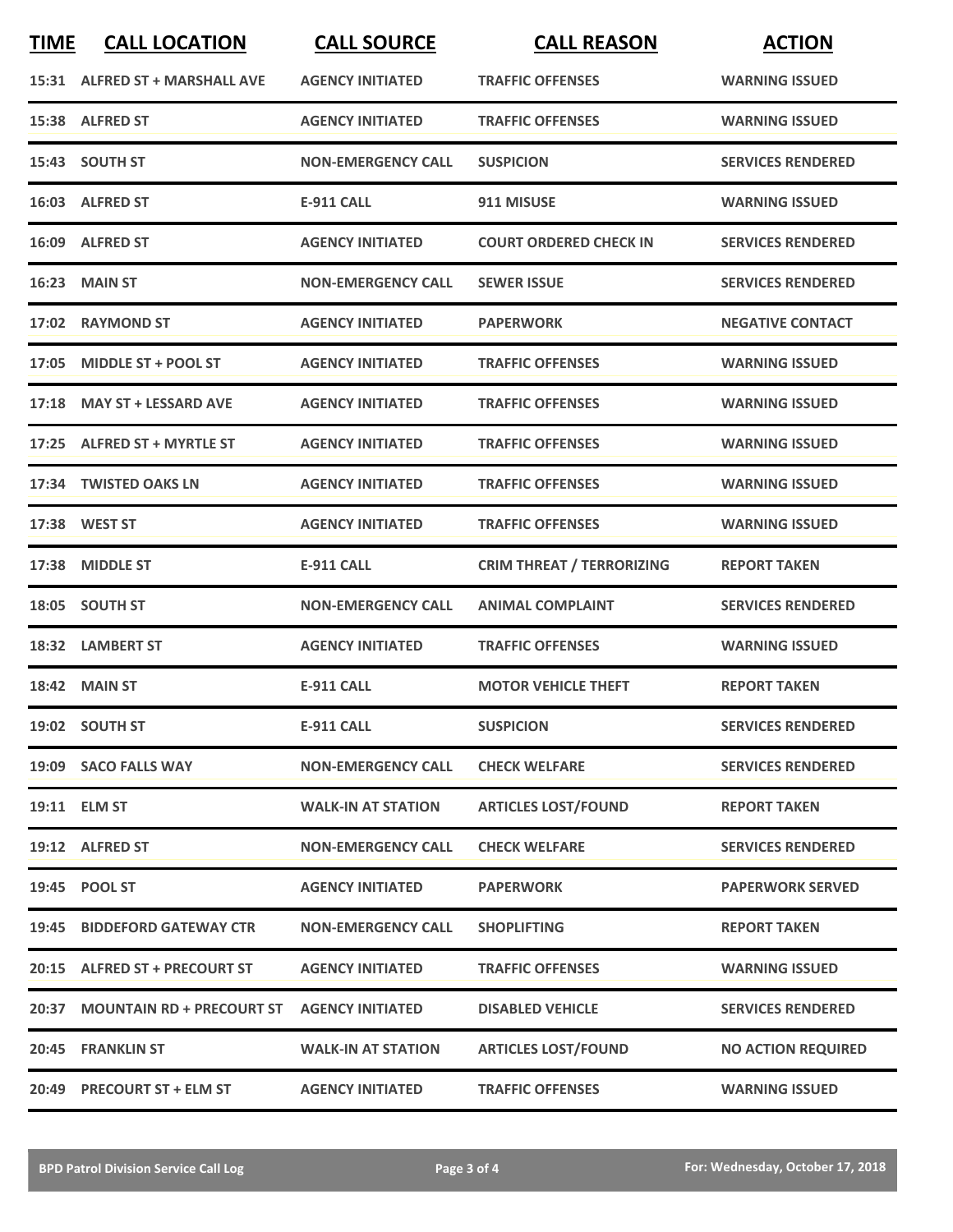| TIME | CALL LOCATION | CALL SOURCE | CALL REASON | ACTION |
|---|---|---|---|---|
| 15:31 | ALFRED ST + MARSHALL AVE | AGENCY INITIATED | TRAFFIC OFFENSES | WARNING ISSUED |
| 15:38 | ALFRED ST | AGENCY INITIATED | TRAFFIC OFFENSES | WARNING ISSUED |
| 15:43 | SOUTH ST | NON-EMERGENCY CALL | SUSPICION | SERVICES RENDERED |
| 16:03 | ALFRED ST | E-911 CALL | 911 MISUSE | WARNING ISSUED |
| 16:09 | ALFRED ST | AGENCY INITIATED | COURT ORDERED CHECK IN | SERVICES RENDERED |
| 16:23 | MAIN ST | NON-EMERGENCY CALL | SEWER ISSUE | SERVICES RENDERED |
| 17:02 | RAYMOND ST | AGENCY INITIATED | PAPERWORK | NEGATIVE CONTACT |
| 17:05 | MIDDLE ST + POOL ST | AGENCY INITIATED | TRAFFIC OFFENSES | WARNING ISSUED |
| 17:18 | MAY ST + LESSARD AVE | AGENCY INITIATED | TRAFFIC OFFENSES | WARNING ISSUED |
| 17:25 | ALFRED ST + MYRTLE ST | AGENCY INITIATED | TRAFFIC OFFENSES | WARNING ISSUED |
| 17:34 | TWISTED OAKS LN | AGENCY INITIATED | TRAFFIC OFFENSES | WARNING ISSUED |
| 17:38 | WEST ST | AGENCY INITIATED | TRAFFIC OFFENSES | WARNING ISSUED |
| 17:38 | MIDDLE ST | E-911 CALL | CRIM THREAT / TERRORIZING | REPORT TAKEN |
| 18:05 | SOUTH ST | NON-EMERGENCY CALL | ANIMAL COMPLAINT | SERVICES RENDERED |
| 18:32 | LAMBERT ST | AGENCY INITIATED | TRAFFIC OFFENSES | WARNING ISSUED |
| 18:42 | MAIN ST | E-911 CALL | MOTOR VEHICLE THEFT | REPORT TAKEN |
| 19:02 | SOUTH ST | E-911 CALL | SUSPICION | SERVICES RENDERED |
| 19:09 | SACO FALLS WAY | NON-EMERGENCY CALL | CHECK WELFARE | SERVICES RENDERED |
| 19:11 | ELM ST | WALK-IN AT STATION | ARTICLES LOST/FOUND | REPORT TAKEN |
| 19:12 | ALFRED ST | NON-EMERGENCY CALL | CHECK WELFARE | SERVICES RENDERED |
| 19:45 | POOL ST | AGENCY INITIATED | PAPERWORK | PAPERWORK SERVED |
| 19:45 | BIDDEFORD GATEWAY CTR | NON-EMERGENCY CALL | SHOPLIFTING | REPORT TAKEN |
| 20:15 | ALFRED ST + PRECOURT ST | AGENCY INITIATED | TRAFFIC OFFENSES | WARNING ISSUED |
| 20:37 | MOUNTAIN RD + PRECOURT ST | AGENCY INITIATED | DISABLED VEHICLE | SERVICES RENDERED |
| 20:45 | FRANKLIN ST | WALK-IN AT STATION | ARTICLES LOST/FOUND | NO ACTION REQUIRED |
| 20:49 | PRECOURT ST + ELM ST | AGENCY INITIATED | TRAFFIC OFFENSES | WARNING ISSUED |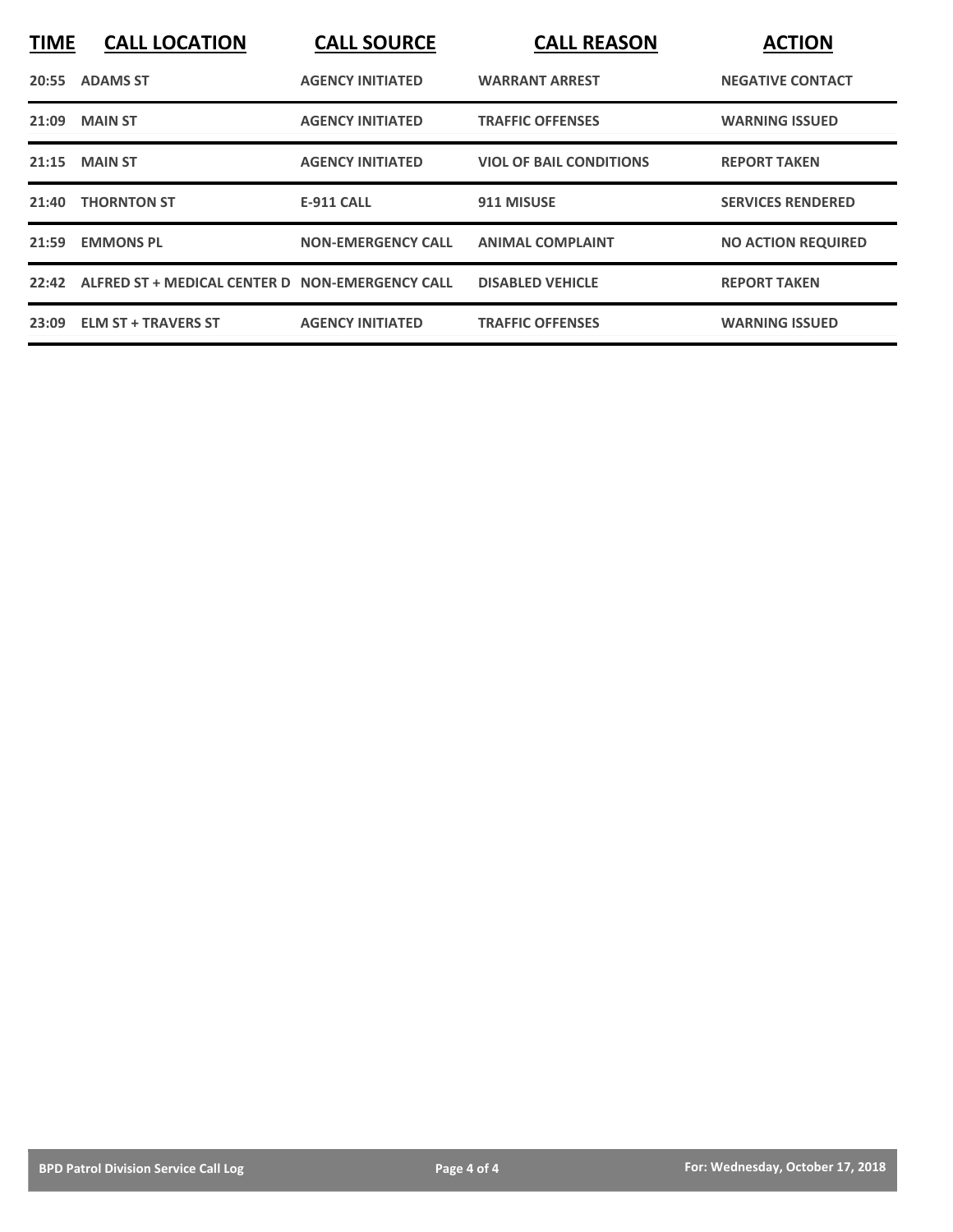| TIME | CALL LOCATION | CALL SOURCE | CALL REASON | ACTION |
| --- | --- | --- | --- | --- |
| 20:55 | ADAMS ST | AGENCY INITIATED | WARRANT ARREST | NEGATIVE CONTACT |
| 21:09 | MAIN ST | AGENCY INITIATED | TRAFFIC OFFENSES | WARNING ISSUED |
| 21:15 | MAIN ST | AGENCY INITIATED | VIOL OF BAIL CONDITIONS | REPORT TAKEN |
| 21:40 | THORNTON ST | E-911 CALL | 911 MISUSE | SERVICES RENDERED |
| 21:59 | EMMONS PL | NON-EMERGENCY CALL | ANIMAL COMPLAINT | NO ACTION REQUIRED |
| 22:42 | ALFRED ST + MEDICAL CENTER D | NON-EMERGENCY CALL | DISABLED VEHICLE | REPORT TAKEN |
| 23:09 | ELM ST + TRAVERS ST | AGENCY INITIATED | TRAFFIC OFFENSES | WARNING ISSUED |